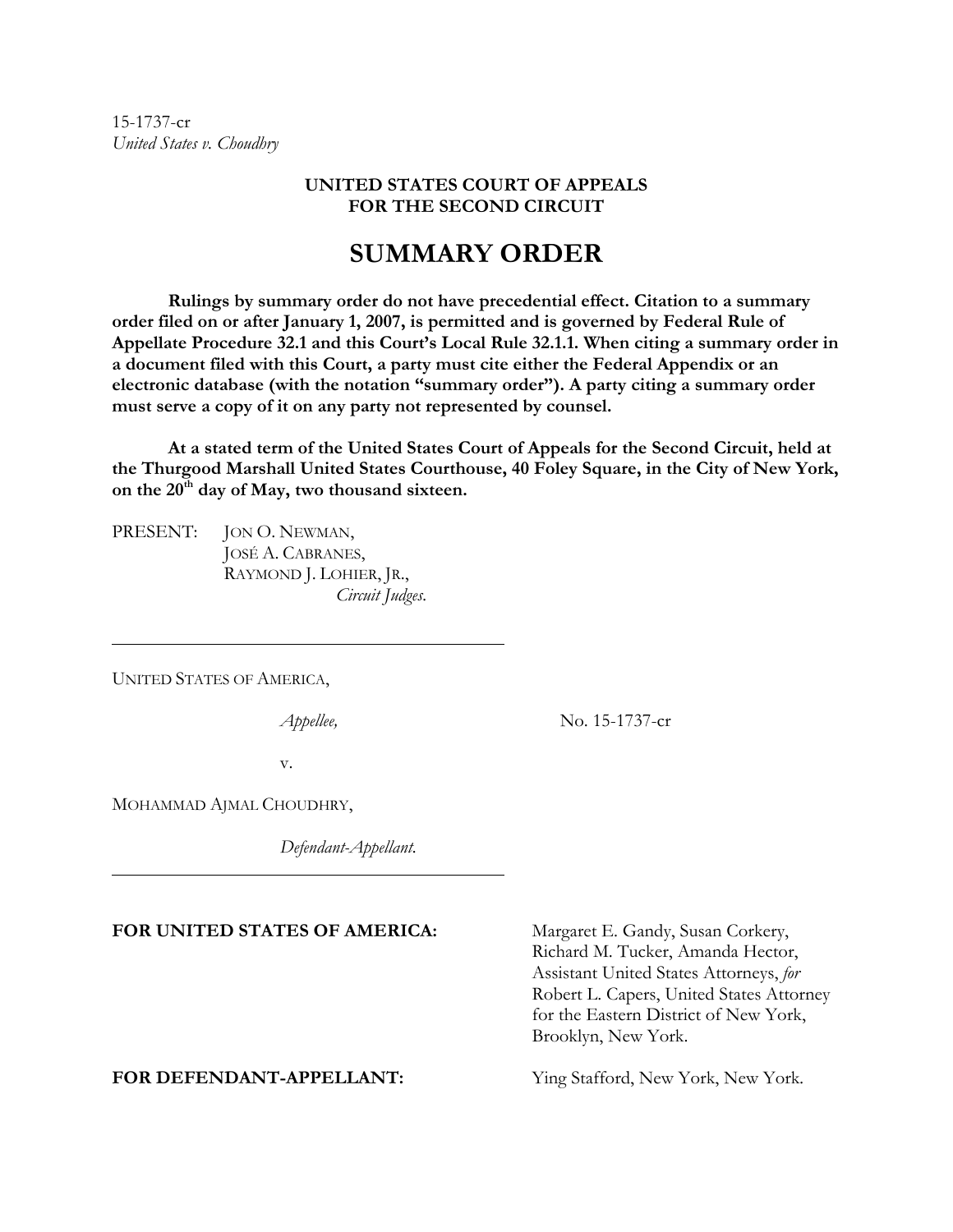15-1737-cr
*United States v. Choudhry*

**UNITED STATES COURT OF APPEALS**
**FOR THE SECOND CIRCUIT**

# SUMMARY ORDER

**Rulings by summary order do not have precedential effect. Citation to a summary order filed on or after January 1, 2007, is permitted and is governed by Federal Rule of Appellate Procedure 32.1 and this Court's Local Rule 32.1.1. When citing a summary order in a document filed with this Court, a party must cite either the Federal Appendix or an electronic database (with the notation "summary order"). A party citing a summary order must serve a copy of it on any party not represented by counsel.**

**At a stated term of the United States Court of Appeals for the Second Circuit, held at the Thurgood Marshall United States Courthouse, 40 Foley Square, in the City of New York, on the 20th day of May, two thousand sixteen.**

PRESENT: JON O. NEWMAN,
JOSÉ A. CABRANES,
RAYMOND J. LOHIER, JR.,
*Circuit Judges.*

---

UNITED STATES OF AMERICA,

*Appellee,* No. 15-1737-cr

v.

MOHAMMAD AJMAL CHOUDHRY,

*Defendant-Appellant.*

---

**FOR UNITED STATES OF AMERICA:** Margaret E. Gandy, Susan Corkery, Richard M. Tucker, Amanda Hector, Assistant United States Attorneys, *for* Robert L. Capers, United States Attorney for the Eastern District of New York, Brooklyn, New York.

**FOR DEFENDANT-APPELLANT:** Ying Stafford, New York, New York.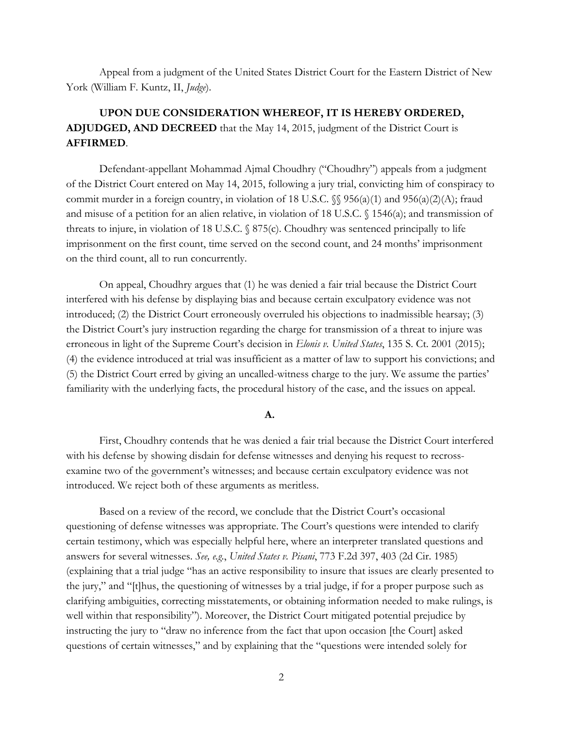Appeal from a judgment of the United States District Court for the Eastern District of New York (William F. Kuntz, II, *Judge*).

**UPON DUE CONSIDERATION WHEREOF, IT IS HEREBY ORDERED, ADJUDGED, AND DECREED** that the May 14, 2015, judgment of the District Court is **AFFIRMED**.

Defendant-appellant Mohammad Ajmal Choudhry ("Choudhry") appeals from a judgment of the District Court entered on May 14, 2015, following a jury trial, convicting him of conspiracy to commit murder in a foreign country, in violation of 18 U.S.C. §§ 956(a)(1) and 956(a)(2)(A); fraud and misuse of a petition for an alien relative, in violation of 18 U.S.C. § 1546(a); and transmission of threats to injure, in violation of 18 U.S.C. § 875(c). Choudhry was sentenced principally to life imprisonment on the first count, time served on the second count, and 24 months' imprisonment on the third count, all to run concurrently.

On appeal, Choudhry argues that (1) he was denied a fair trial because the District Court interfered with his defense by displaying bias and because certain exculpatory evidence was not introduced; (2) the District Court erroneously overruled his objections to inadmissible hearsay; (3) the District Court's jury instruction regarding the charge for transmission of a threat to injure was erroneous in light of the Supreme Court's decision in *Elonis v. United States*, 135 S. Ct. 2001 (2015); (4) the evidence introduced at trial was insufficient as a matter of law to support his convictions; and (5) the District Court erred by giving an uncalled-witness charge to the jury. We assume the parties' familiarity with the underlying facts, the procedural history of the case, and the issues on appeal.

**A.**

First, Choudhry contends that he was denied a fair trial because the District Court interfered with his defense by showing disdain for defense witnesses and denying his request to recross-examine two of the government's witnesses; and because certain exculpatory evidence was not introduced. We reject both of these arguments as meritless.

Based on a review of the record, we conclude that the District Court's occasional questioning of defense witnesses was appropriate. The Court's questions were intended to clarify certain testimony, which was especially helpful here, where an interpreter translated questions and answers for several witnesses. *See, e.g.*, *United States v. Pisani*, 773 F.2d 397, 403 (2d Cir. 1985) (explaining that a trial judge "has an active responsibility to insure that issues are clearly presented to the jury," and "[t]hus, the questioning of witnesses by a trial judge, if for a proper purpose such as clarifying ambiguities, correcting misstatements, or obtaining information needed to make rulings, is well within that responsibility"). Moreover, the District Court mitigated potential prejudice by instructing the jury to "draw no inference from the fact that upon occasion [the Court] asked questions of certain witnesses," and by explaining that the "questions were intended solely for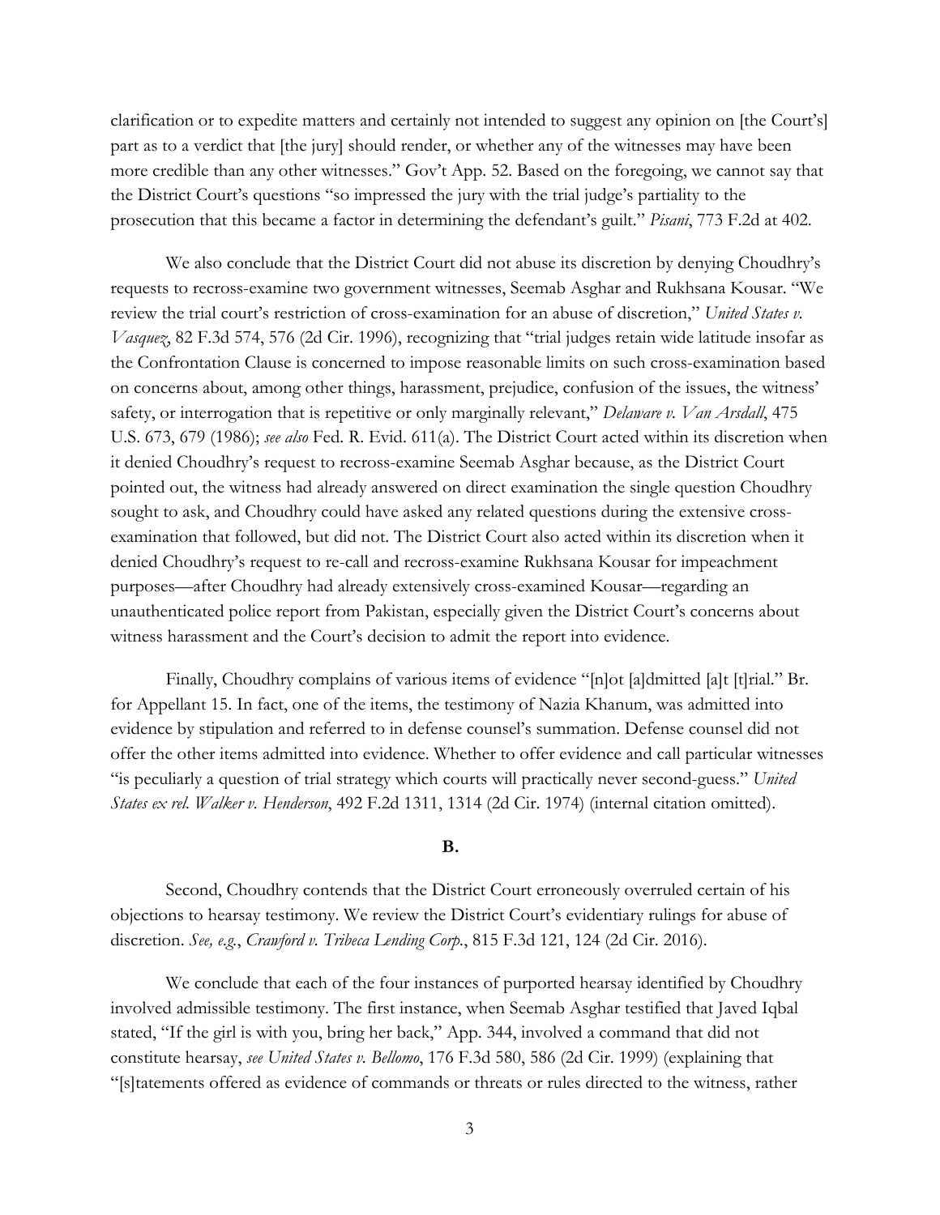clarification or to expedite matters and certainly not intended to suggest any opinion on [the Court's] part as to a verdict that [the jury] should render, or whether any of the witnesses may have been more credible than any other witnesses." Gov't App. 52. Based on the foregoing, we cannot say that the District Court's questions "so impressed the jury with the trial judge's partiality to the prosecution that this became a factor in determining the defendant's guilt." *Pisani*, 773 F.2d at 402.

We also conclude that the District Court did not abuse its discretion by denying Choudhry's requests to recross-examine two government witnesses, Seemab Asghar and Rukhsana Kousar. "We review the trial court's restriction of cross-examination for an abuse of discretion," *United States v. Vasquez*, 82 F.3d 574, 576 (2d Cir. 1996), recognizing that "trial judges retain wide latitude insofar as the Confrontation Clause is concerned to impose reasonable limits on such cross-examination based on concerns about, among other things, harassment, prejudice, confusion of the issues, the witness' safety, or interrogation that is repetitive or only marginally relevant," *Delaware v. Van Arsdall*, 475 U.S. 673, 679 (1986); *see also* Fed. R. Evid. 611(a). The District Court acted within its discretion when it denied Choudhry's request to recross-examine Seemab Asghar because, as the District Court pointed out, the witness had already answered on direct examination the single question Choudhry sought to ask, and Choudhry could have asked any related questions during the extensive cross-examination that followed, but did not. The District Court also acted within its discretion when it denied Choudhry's request to re-call and recross-examine Rukhsana Kousar for impeachment purposes—after Choudhry had already extensively cross-examined Kousar—regarding an unauthenticated police report from Pakistan, especially given the District Court's concerns about witness harassment and the Court's decision to admit the report into evidence.

Finally, Choudhry complains of various items of evidence "[n]ot [a]dmitted [a]t [t]rial." Br. for Appellant 15. In fact, one of the items, the testimony of Nazia Khanum, was admitted into evidence by stipulation and referred to in defense counsel's summation. Defense counsel did not offer the other items admitted into evidence. Whether to offer evidence and call particular witnesses "is peculiarly a question of trial strategy which courts will practically never second-guess." *United States ex rel. Walker v. Henderson*, 492 F.2d 1311, 1314 (2d Cir. 1974) (internal citation omitted).

**B.**

Second, Choudhry contends that the District Court erroneously overruled certain of his objections to hearsay testimony. We review the District Court's evidentiary rulings for abuse of discretion. *See, e.g.*, *Crawford v. Tribeca Lending Corp.*, 815 F.3d 121, 124 (2d Cir. 2016).

We conclude that each of the four instances of purported hearsay identified by Choudhry involved admissible testimony. The first instance, when Seemab Asghar testified that Javed Iqbal stated, "If the girl is with you, bring her back," App. 344, involved a command that did not constitute hearsay, *see United States v. Bellomo*, 176 F.3d 580, 586 (2d Cir. 1999) (explaining that "[s]tatements offered as evidence of commands or threats or rules directed to the witness, rather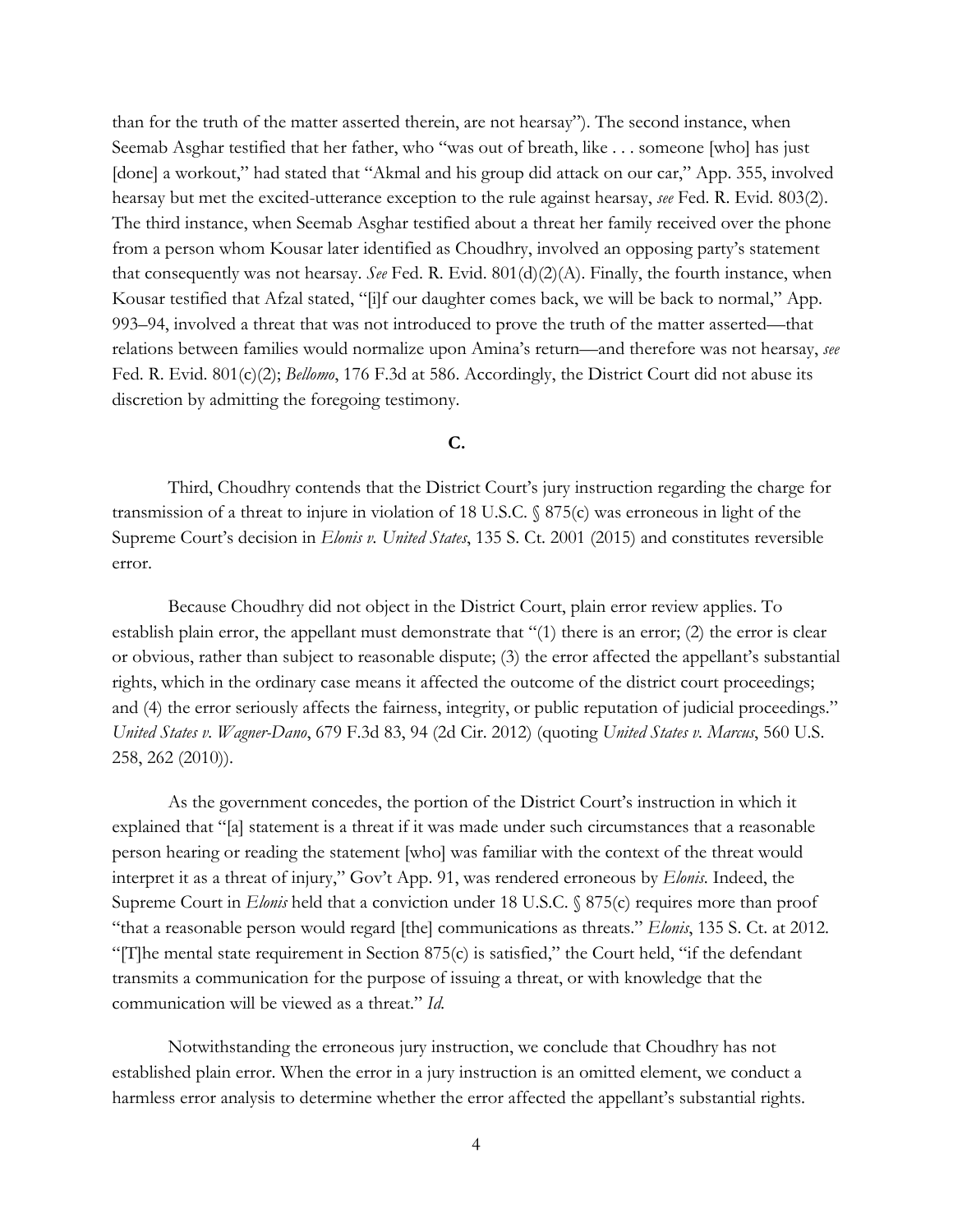than for the truth of the matter asserted therein, are not hearsay"). The second instance, when Seemab Asghar testified that her father, who "was out of breath, like . . . someone [who] has just [done] a workout," had stated that "Akmal and his group did attack on our car," App. 355, involved hearsay but met the excited-utterance exception to the rule against hearsay, *see* Fed. R. Evid. 803(2). The third instance, when Seemab Asghar testified about a threat her family received over the phone from a person whom Kousar later identified as Choudhry, involved an opposing party's statement that consequently was not hearsay. *See* Fed. R. Evid. 801(d)(2)(A). Finally, the fourth instance, when Kousar testified that Afzal stated, "[i]f our daughter comes back, we will be back to normal," App. 993–94, involved a threat that was not introduced to prove the truth of the matter asserted—that relations between families would normalize upon Amina's return—and therefore was not hearsay, *see* Fed. R. Evid. 801(c)(2); *Bellomo*, 176 F.3d at 586. Accordingly, the District Court did not abuse its discretion by admitting the foregoing testimony.

**C.**

Third, Choudhry contends that the District Court's jury instruction regarding the charge for transmission of a threat to injure in violation of 18 U.S.C. § 875(c) was erroneous in light of the Supreme Court's decision in *Elonis v. United States*, 135 S. Ct. 2001 (2015) and constitutes reversible error.

Because Choudhry did not object in the District Court, plain error review applies. To establish plain error, the appellant must demonstrate that "(1) there is an error; (2) the error is clear or obvious, rather than subject to reasonable dispute; (3) the error affected the appellant's substantial rights, which in the ordinary case means it affected the outcome of the district court proceedings; and (4) the error seriously affects the fairness, integrity, or public reputation of judicial proceedings." *United States v. Wagner-Dano*, 679 F.3d 83, 94 (2d Cir. 2012) (quoting *United States v. Marcus*, 560 U.S. 258, 262 (2010)).

As the government concedes, the portion of the District Court's instruction in which it explained that "[a] statement is a threat if it was made under such circumstances that a reasonable person hearing or reading the statement [who] was familiar with the context of the threat would interpret it as a threat of injury," Gov't App. 91, was rendered erroneous by *Elonis*. Indeed, the Supreme Court in *Elonis* held that a conviction under 18 U.S.C. § 875(c) requires more than proof "that a reasonable person would regard [the] communications as threats." *Elonis*, 135 S. Ct. at 2012. "[T]he mental state requirement in Section 875(c) is satisfied," the Court held, "if the defendant transmits a communication for the purpose of issuing a threat, or with knowledge that the communication will be viewed as a threat." *Id.*

Notwithstanding the erroneous jury instruction, we conclude that Choudhry has not established plain error. When the error in a jury instruction is an omitted element, we conduct a harmless error analysis to determine whether the error affected the appellant's substantial rights.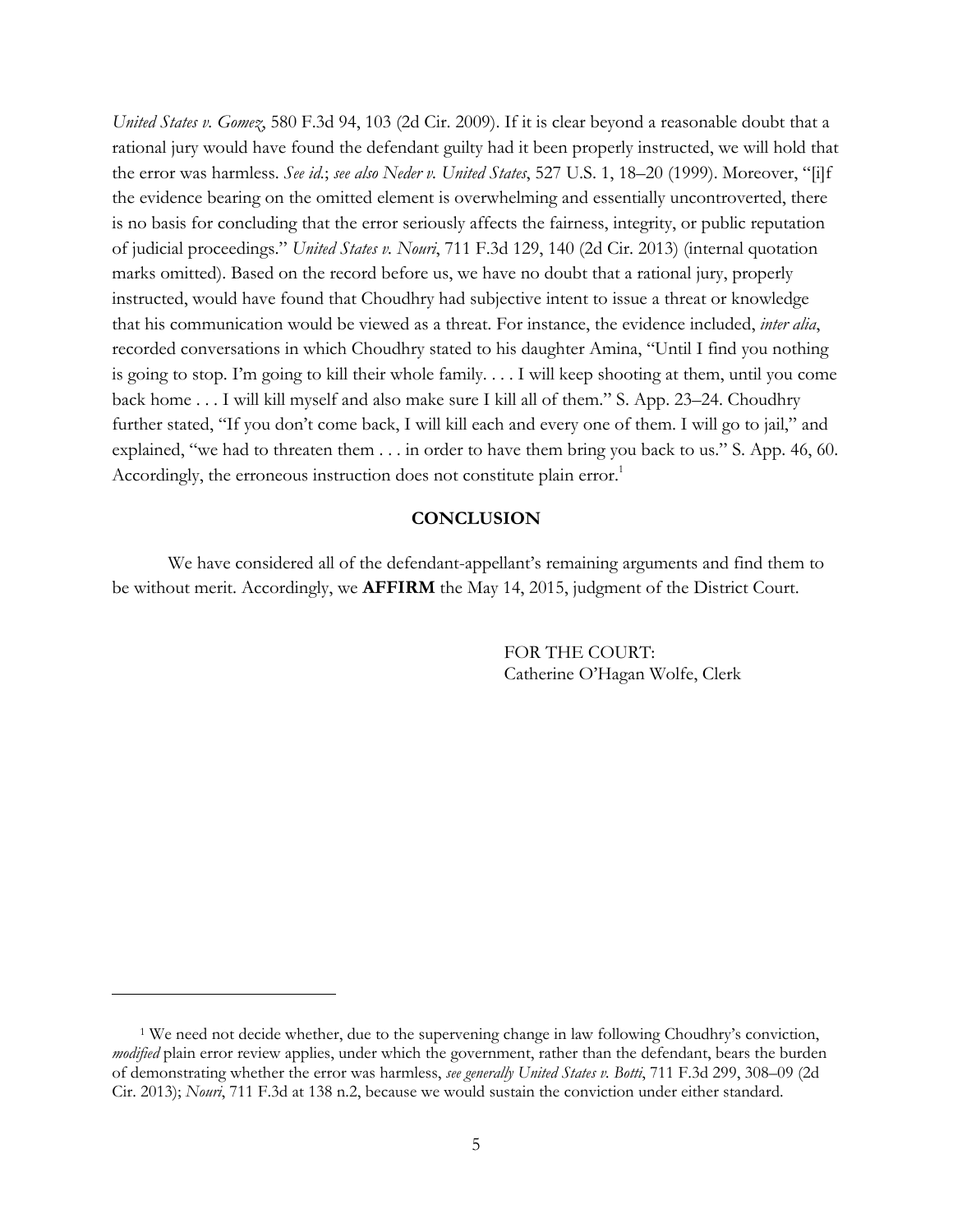*United States v. Gomez*, 580 F.3d 94, 103 (2d Cir. 2009). If it is clear beyond a reasonable doubt that a rational jury would have found the defendant guilty had it been properly instructed, we will hold that the error was harmless. *See id.*; *see also Neder v. United States*, 527 U.S. 1, 18–20 (1999). Moreover, "[i]f the evidence bearing on the omitted element is overwhelming and essentially uncontroverted, there is no basis for concluding that the error seriously affects the fairness, integrity, or public reputation of judicial proceedings." *United States v. Nouri*, 711 F.3d 129, 140 (2d Cir. 2013) (internal quotation marks omitted). Based on the record before us, we have no doubt that a rational jury, properly instructed, would have found that Choudhry had subjective intent to issue a threat or knowledge that his communication would be viewed as a threat. For instance, the evidence included, *inter alia*, recorded conversations in which Choudhry stated to his daughter Amina, "Until I find you nothing is going to stop. I'm going to kill their whole family. . . . I will keep shooting at them, until you come back home . . . I will kill myself and also make sure I kill all of them." S. App. 23–24. Choudhry further stated, "If you don't come back, I will kill each and every one of them. I will go to jail," and explained, "we had to threaten them . . . in order to have them bring you back to us." S. App. 46, 60. Accordingly, the erroneous instruction does not constitute plain error.[1]

## CONCLUSION

We have considered all of the defendant-appellant's remaining arguments and find them to be without merit. Accordingly, we **AFFIRM** the May 14, 2015, judgment of the District Court.

FOR THE COURT:
Catherine O'Hagan Wolfe, Clerk

---

[1] We need not decide whether, due to the supervening change in law following Choudhry's conviction, *modified* plain error review applies, under which the government, rather than the defendant, bears the burden of demonstrating whether the error was harmless, *see generally United States v. Botti*, 711 F.3d 299, 308–09 (2d Cir. 2013); *Nouri*, 711 F.3d at 138 n.2, because we would sustain the conviction under either standard.